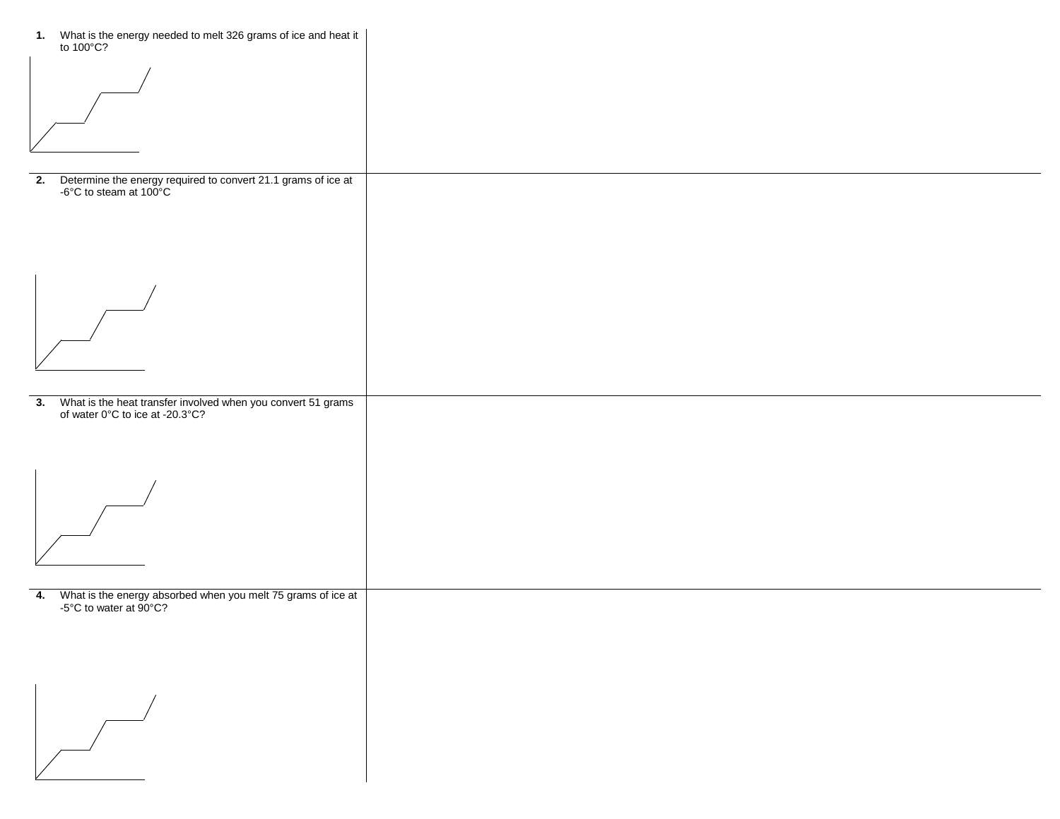1. What is the energy needed to melt 326 grams of ice and heat it to 100°C?

2. Determine the energy required to convert 21.1 grams of ice at -6°C to steam at 100°C

3. What is the heat transfer involved when you convert 51 grams of water 0°C to ice at -20.3°C?

4. What is the energy absorbed when you melt 75 grams of ice at -5°C to water at 90°C?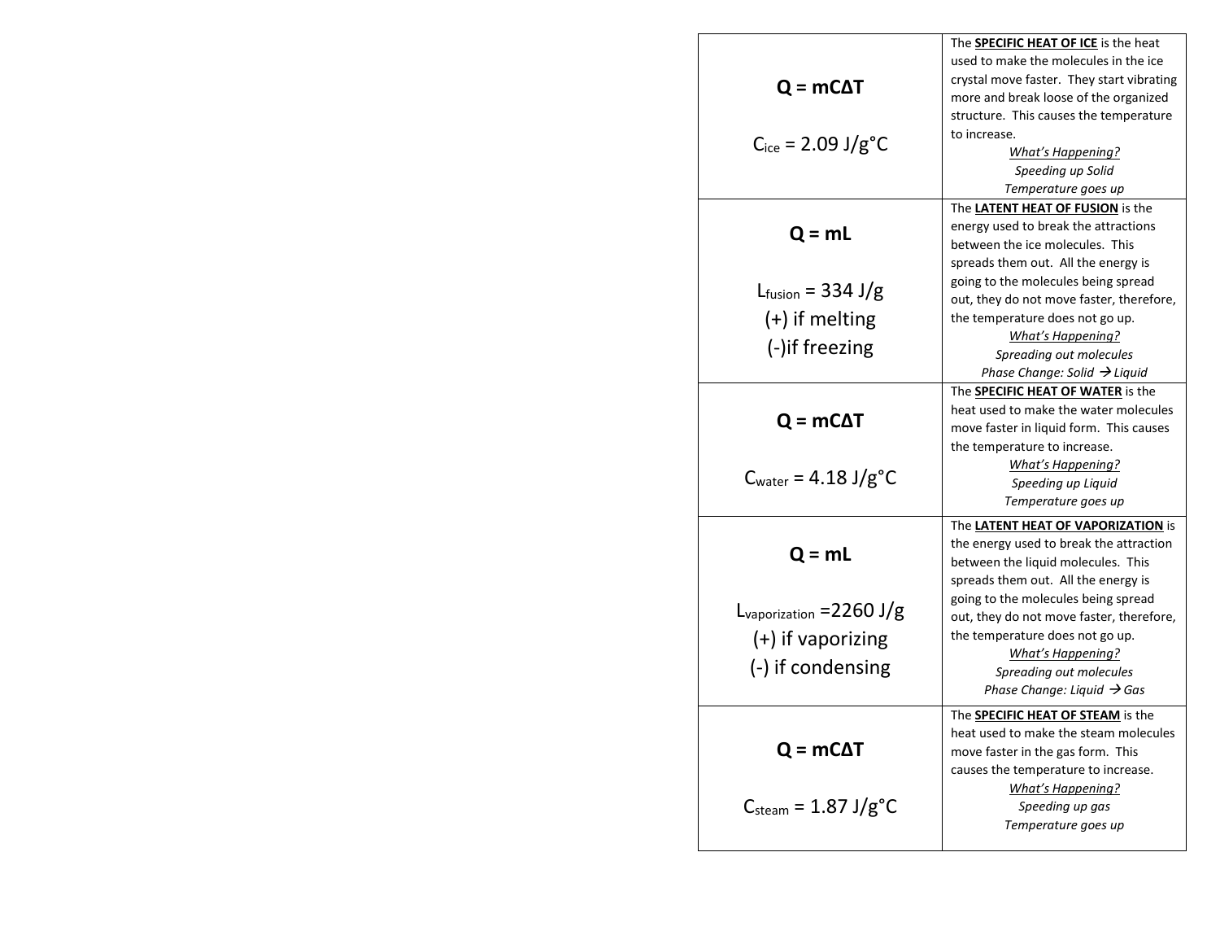| | |
|---|---|
| **$Q = mC\Delta T$**<br><br>$C_{ice} = 2.09$ J/g°C | The **SPECIFIC HEAT OF ICE** is the heat used to make the molecules in the ice crystal move faster. They start vibrating more and break loose of the organized structure. This causes the temperature to increase.<br>*What's Happening?*<br>*Speeding up Solid*<br>*Temperature goes up* |
| **$Q = mL$**<br><br>$L_{fusion} = 334$ J/g<br>(+) if melting<br>(-)if freezing | The **LATENT HEAT OF FUSION** is the energy used to break the attractions between the ice molecules. This spreads them out. All the energy is going to the molecules being spread out, they do not move faster, therefore, the temperature does not go up.<br>*What's Happening?*<br>*Spreading out molecules*<br>*Phase Change: Solid → Liquid* |
| **$Q = mC\Delta T$**<br><br>$C_{water} = 4.18$ J/g°C | The **SPECIFIC HEAT OF WATER** is the heat used to make the water molecules move faster in liquid form. This causes the temperature to increase.<br>*What's Happening?*<br>*Speeding up Liquid*<br>*Temperature goes up* |
| **$Q = mL$**<br><br>$L_{vaporization} = 2260$ J/g<br>(+) if vaporizing<br>(-) if condensing | The **LATENT HEAT OF VAPORIZATION** is the energy used to break the attraction between the liquid molecules. This spreads them out. All the energy is going to the molecules being spread out, they do not move faster, therefore, the temperature does not go up.<br>*What's Happening?*<br>*Spreading out molecules*<br>*Phase Change: Liquid → Gas* |
| **$Q = mC\Delta T$**<br><br>$C_{steam} = 1.87$ J/g°C | The **SPECIFIC HEAT OF STEAM** is the heat used to make the steam molecules move faster in the gas form. This causes the temperature to increase.<br>*What's Happening?*<br>*Speeding up gas*<br>*Temperature goes up* |